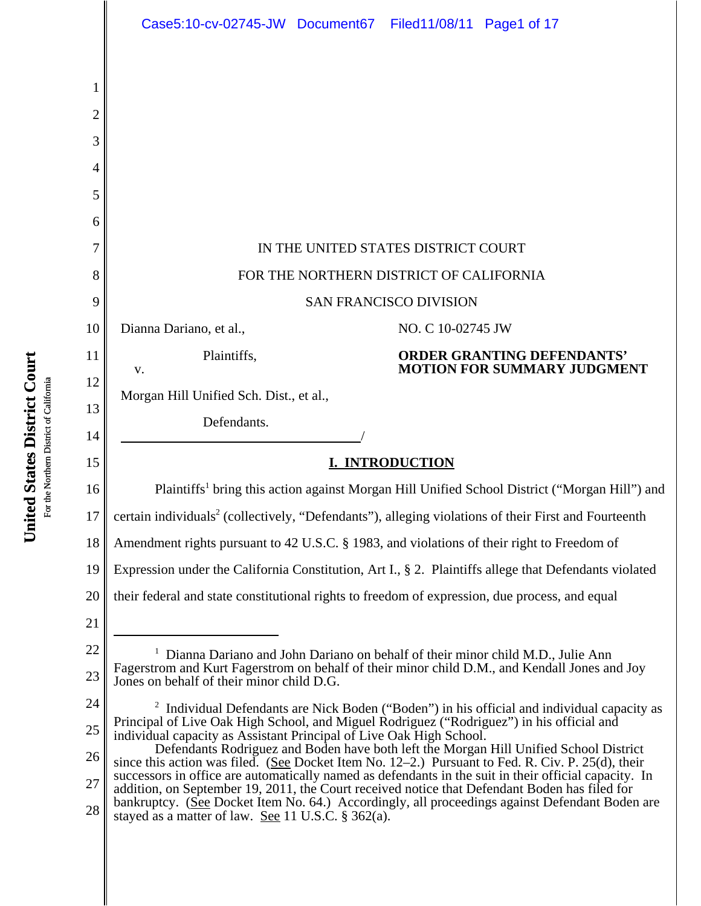IN THE UNITED STATES DISTRICT COURT

FOR THE NORTHERN DISTRICT OF CALIFORNIA

SAN FRANCISCO DIVISION

Dianna Dariano, et al.,

Plaintiffs,

v.

Morgan Hill Unified Sch. Dist., et al.,

Defendants.

/

NO. C 10-02745 JW

**ORDER GRANTING DEFENDANTS' MOTION FOR SUMMARY JUDGMENT**

## I. INTRODUCTION

Plaintiffs[1] bring this action against Morgan Hill Unified School District ("Morgan Hill") and certain individuals[2] (collectively, "Defendants"), alleging violations of their First and Fourteenth Amendment rights pursuant to 42 U.S.C. § 1983, and violations of their right to Freedom of Expression under the California Constitution, Art I., § 2. Plaintiffs allege that Defendants violated their federal and state constitutional rights to freedom of expression, due process, and equal

---

[1] Dianna Dariano and John Dariano on behalf of their minor child M.D., Julie Ann Fagerstrom and Kurt Fagerstrom on behalf of their minor child D.M., and Kendall Jones and Joy Jones on behalf of their minor child D.G.

[2] Individual Defendants are Nick Boden ("Boden") in his official and individual capacity as Principal of Live Oak High School, and Miguel Rodriguez ("Rodriguez") in his official and individual capacity as Assistant Principal of Live Oak High School.

Defendants Rodriguez and Boden have both left the Morgan Hill Unified School District since this action was filed. (See Docket Item No. 12–2.) Pursuant to Fed. R. Civ. P. 25(d), their successors in office are automatically named as defendants in the suit in their official capacity. In addition, on September 19, 2011, the Court received notice that Defendant Boden has filed for bankruptcy. (See Docket Item No. 64.) Accordingly, all proceedings against Defendant Boden are stayed as a matter of law. See 11 U.S.C. § 362(a).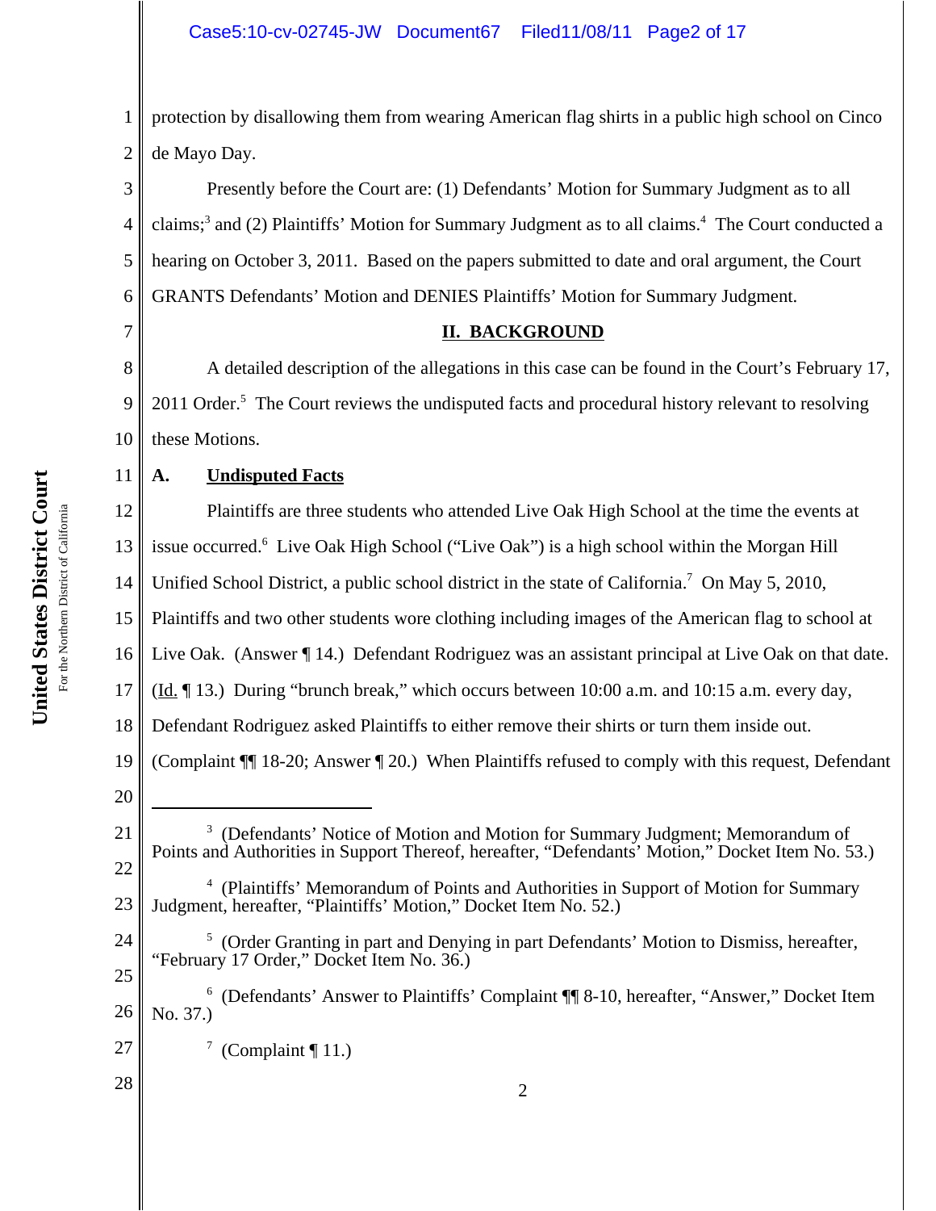protection by disallowing them from wearing American flag shirts in a public high school on Cinco de Mayo Day.

Presently before the Court are: (1) Defendants' Motion for Summary Judgment as to all claims;[3] and (2) Plaintiffs' Motion for Summary Judgment as to all claims.[4] The Court conducted a hearing on October 3, 2011. Based on the papers submitted to date and oral argument, the Court GRANTS Defendants' Motion and DENIES Plaintiffs' Motion for Summary Judgment.

## II. BACKGROUND

A detailed description of the allegations in this case can be found in the Court's February 17, 2011 Order.[5] The Court reviews the undisputed facts and procedural history relevant to resolving these Motions.

### A. Undisputed Facts

Plaintiffs are three students who attended Live Oak High School at the time the events at issue occurred.[6] Live Oak High School ("Live Oak") is a high school within the Morgan Hill Unified School District, a public school district in the state of California.[7] On May 5, 2010, Plaintiffs and two other students wore clothing including images of the American flag to school at Live Oak. (Answer ¶ 14.) Defendant Rodriguez was an assistant principal at Live Oak on that date. (Id. ¶ 13.) During "brunch break," which occurs between 10:00 a.m. and 10:15 a.m. every day, Defendant Rodriguez asked Plaintiffs to either remove their shirts or turn them inside out. (Complaint ¶¶ 18-20; Answer ¶ 20.) When Plaintiffs refused to comply with this request, Defendant

---

[3] (Defendants' Notice of Motion and Motion for Summary Judgment; Memorandum of Points and Authorities in Support Thereof, hereafter, "Defendants' Motion," Docket Item No. 53.)

[4] (Plaintiffs' Memorandum of Points and Authorities in Support of Motion for Summary Judgment, hereafter, "Plaintiffs' Motion," Docket Item No. 52.)

[5] (Order Granting in part and Denying in part Defendants' Motion to Dismiss, hereafter, "February 17 Order," Docket Item No. 36.)

[6] (Defendants' Answer to Plaintiffs' Complaint ¶¶ 8-10, hereafter, "Answer," Docket Item No. 37.)

[7] (Complaint ¶ 11.)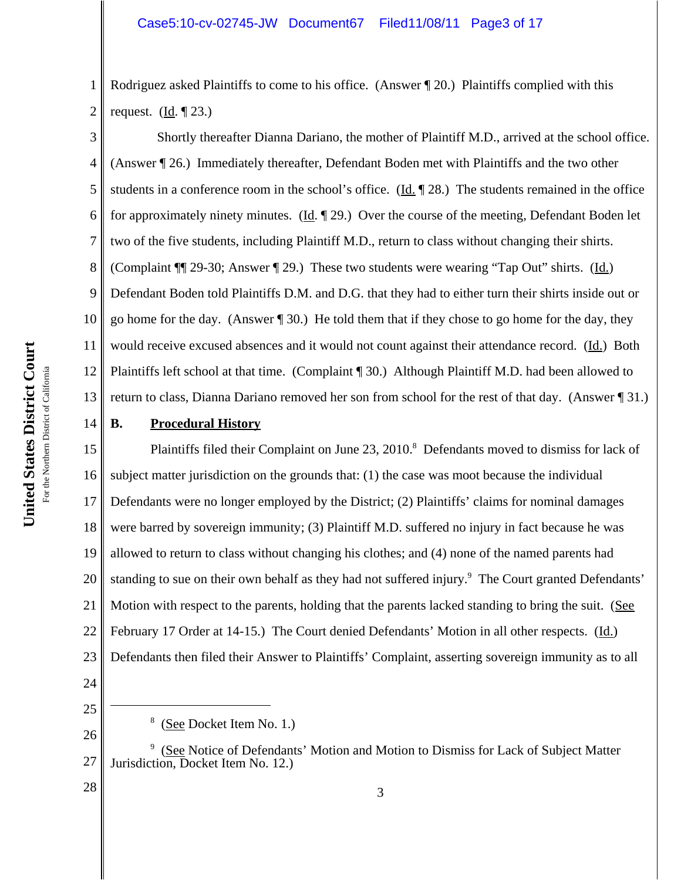Rodriguez asked Plaintiffs to come to his office. (Answer ¶ 20.) Plaintiffs complied with this request. (Id. ¶ 23.)

Shortly thereafter Dianna Dariano, the mother of Plaintiff M.D., arrived at the school office. (Answer ¶ 26.) Immediately thereafter, Defendant Boden met with Plaintiffs and the two other students in a conference room in the school's office. (Id. ¶ 28.) The students remained in the office for approximately ninety minutes. (Id. ¶ 29.) Over the course of the meeting, Defendant Boden let two of the five students, including Plaintiff M.D., return to class without changing their shirts. (Complaint ¶¶ 29-30; Answer ¶ 29.) These two students were wearing "Tap Out" shirts. (Id.) Defendant Boden told Plaintiffs D.M. and D.G. that they had to either turn their shirts inside out or go home for the day. (Answer ¶ 30.) He told them that if they chose to go home for the day, they would receive excused absences and it would not count against their attendance record. (Id.) Both Plaintiffs left school at that time. (Complaint ¶ 30.) Although Plaintiff M.D. had been allowed to return to class, Dianna Dariano removed her son from school for the rest of that day. (Answer ¶ 31.)

## B. Procedural History

Plaintiffs filed their Complaint on June 23, 2010.[8] Defendants moved to dismiss for lack of subject matter jurisdiction on the grounds that: (1) the case was moot because the individual Defendants were no longer employed by the District; (2) Plaintiffs' claims for nominal damages were barred by sovereign immunity; (3) Plaintiff M.D. suffered no injury in fact because he was allowed to return to class without changing his clothes; and (4) none of the named parents had standing to sue on their own behalf as they had not suffered injury.[9] The Court granted Defendants' Motion with respect to the parents, holding that the parents lacked standing to bring the suit. (See February 17 Order at 14-15.) The Court denied Defendants' Motion in all other respects. (Id.) Defendants then filed their Answer to Plaintiffs' Complaint, asserting sovereign immunity as to all

---

[8] (See Docket Item No. 1.)

[9] (See Notice of Defendants' Motion and Motion to Dismiss for Lack of Subject Matter Jurisdiction, Docket Item No. 12.)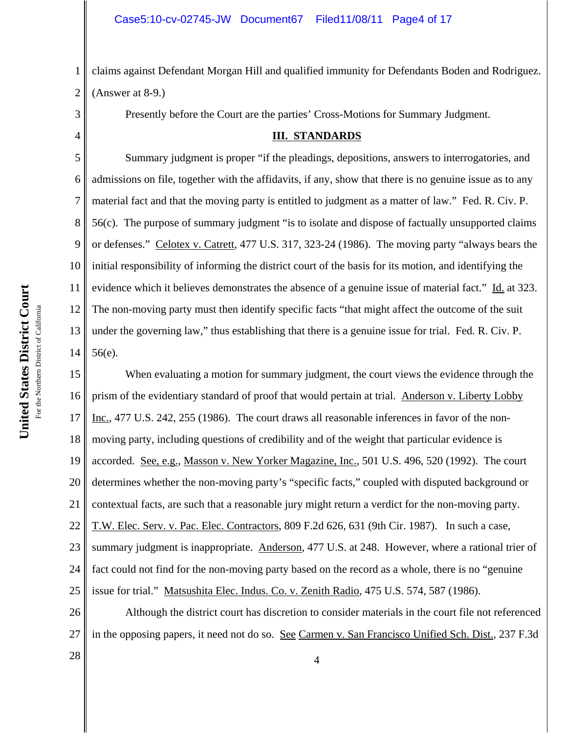claims against Defendant Morgan Hill and qualified immunity for Defendants Boden and Rodriguez. (Answer at 8-9.)

Presently before the Court are the parties' Cross-Motions for Summary Judgment.

## III. STANDARDS

Summary judgment is proper "if the pleadings, depositions, answers to interrogatories, and admissions on file, together with the affidavits, if any, show that there is no genuine issue as to any material fact and that the moving party is entitled to judgment as a matter of law." Fed. R. Civ. P. 56(c). The purpose of summary judgment "is to isolate and dispose of factually unsupported claims or defenses." Celotex v. Catrett, 477 U.S. 317, 323-24 (1986). The moving party "always bears the initial responsibility of informing the district court of the basis for its motion, and identifying the evidence which it believes demonstrates the absence of a genuine issue of material fact." Id. at 323. The non-moving party must then identify specific facts "that might affect the outcome of the suit under the governing law," thus establishing that there is a genuine issue for trial. Fed. R. Civ. P. 56(e).

When evaluating a motion for summary judgment, the court views the evidence through the prism of the evidentiary standard of proof that would pertain at trial. Anderson v. Liberty Lobby Inc., 477 U.S. 242, 255 (1986). The court draws all reasonable inferences in favor of the non-moving party, including questions of credibility and of the weight that particular evidence is accorded. See, e.g., Masson v. New Yorker Magazine, Inc., 501 U.S. 496, 520 (1992). The court determines whether the non-moving party's "specific facts," coupled with disputed background or contextual facts, are such that a reasonable jury might return a verdict for the non-moving party. T.W. Elec. Serv. v. Pac. Elec. Contractors, 809 F.2d 626, 631 (9th Cir. 1987). In such a case, summary judgment is inappropriate. Anderson, 477 U.S. at 248. However, where a rational trier of fact could not find for the non-moving party based on the record as a whole, there is no "genuine issue for trial." Matsushita Elec. Indus. Co. v. Zenith Radio, 475 U.S. 574, 587 (1986).

Although the district court has discretion to consider materials in the court file not referenced in the opposing papers, it need not do so. See Carmen v. San Francisco Unified Sch. Dist., 237 F.3d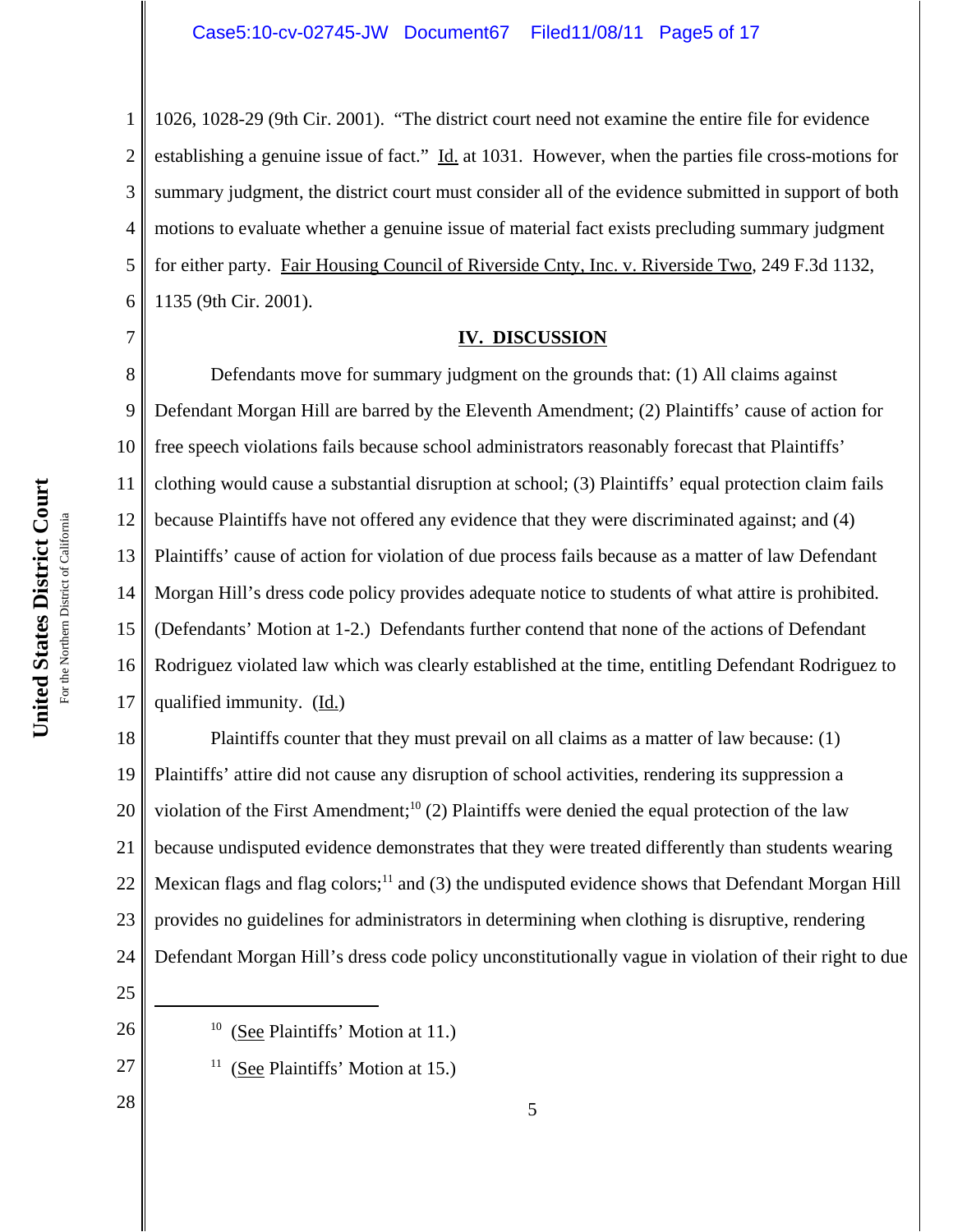1026, 1028-29 (9th Cir. 2001). "The district court need not examine the entire file for evidence establishing a genuine issue of fact." Id. at 1031. However, when the parties file cross-motions for summary judgment, the district court must consider all of the evidence submitted in support of both motions to evaluate whether a genuine issue of material fact exists precluding summary judgment for either party. Fair Housing Council of Riverside Cnty, Inc. v. Riverside Two, 249 F.3d 1132, 1135 (9th Cir. 2001).

## IV. DISCUSSION

Defendants move for summary judgment on the grounds that: (1) All claims against Defendant Morgan Hill are barred by the Eleventh Amendment; (2) Plaintiffs' cause of action for free speech violations fails because school administrators reasonably forecast that Plaintiffs' clothing would cause a substantial disruption at school; (3) Plaintiffs' equal protection claim fails because Plaintiffs have not offered any evidence that they were discriminated against; and (4) Plaintiffs' cause of action for violation of due process fails because as a matter of law Defendant Morgan Hill's dress code policy provides adequate notice to students of what attire is prohibited. (Defendants' Motion at 1-2.) Defendants further contend that none of the actions of Defendant Rodriguez violated law which was clearly established at the time, entitling Defendant Rodriguez to qualified immunity. (Id.)

Plaintiffs counter that they must prevail on all claims as a matter of law because: (1) Plaintiffs' attire did not cause any disruption of school activities, rendering its suppression a violation of the First Amendment;[10] (2) Plaintiffs were denied the equal protection of the law because undisputed evidence demonstrates that they were treated differently than students wearing Mexican flags and flag colors;[11] and (3) the undisputed evidence shows that Defendant Morgan Hill provides no guidelines for administrators in determining when clothing is disruptive, rendering Defendant Morgan Hill's dress code policy unconstitutionally vague in violation of their right to due

---

[10] (See Plaintiffs' Motion at 11.)

[11] (See Plaintiffs' Motion at 15.)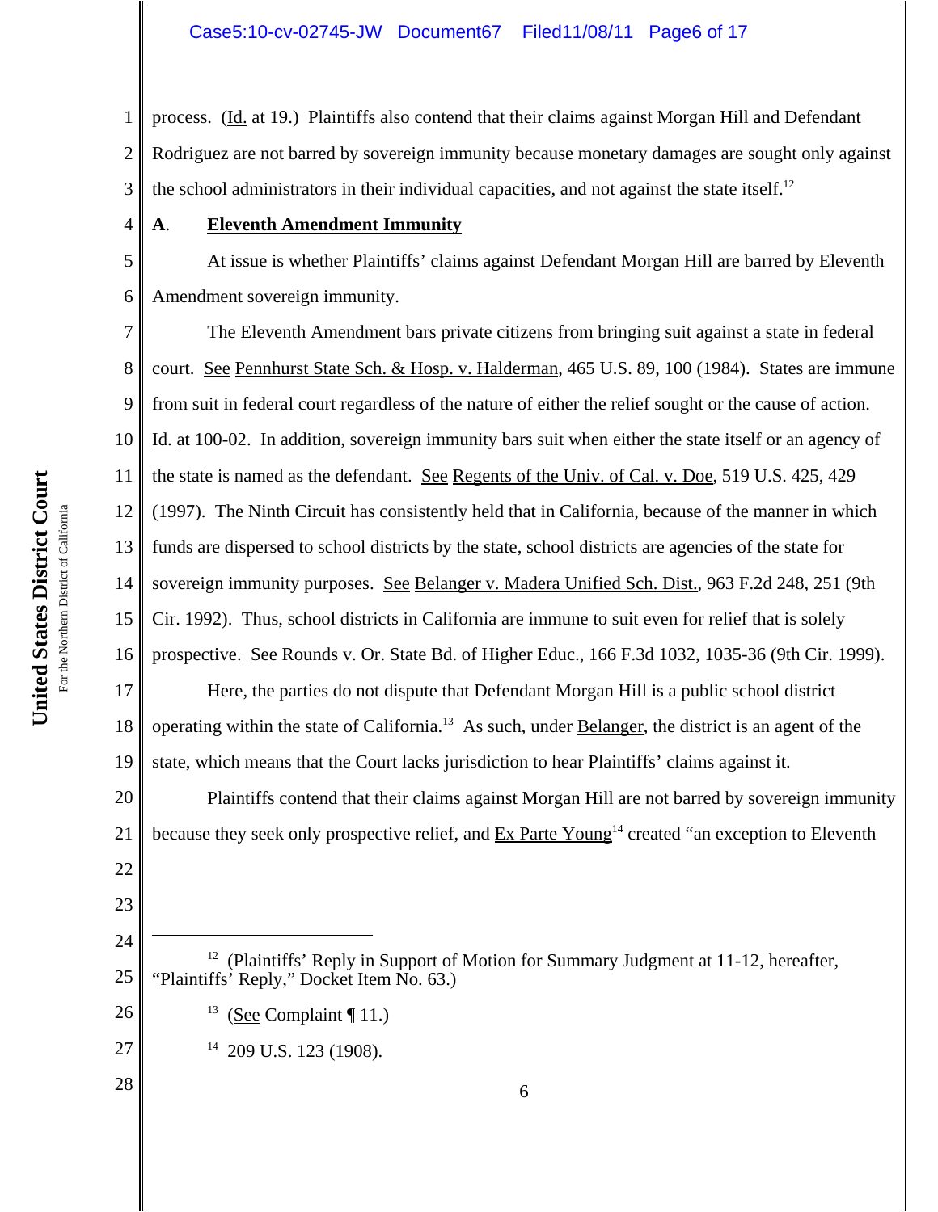process. (Id. at 19.) Plaintiffs also contend that their claims against Morgan Hill and Defendant Rodriguez are not barred by sovereign immunity because monetary damages are sought only against the school administrators in their individual capacities, and not against the state itself.[12]

**A. Eleventh Amendment Immunity**

At issue is whether Plaintiffs' claims against Defendant Morgan Hill are barred by Eleventh Amendment sovereign immunity.

The Eleventh Amendment bars private citizens from bringing suit against a state in federal court. See Pennhurst State Sch. & Hosp. v. Halderman, 465 U.S. 89, 100 (1984). States are immune from suit in federal court regardless of the nature of either the relief sought or the cause of action. Id. at 100-02. In addition, sovereign immunity bars suit when either the state itself or an agency of the state is named as the defendant. See Regents of the Univ. of Cal. v. Doe, 519 U.S. 425, 429 (1997). The Ninth Circuit has consistently held that in California, because of the manner in which funds are dispersed to school districts by the state, school districts are agencies of the state for sovereign immunity purposes. See Belanger v. Madera Unified Sch. Dist., 963 F.2d 248, 251 (9th Cir. 1992). Thus, school districts in California are immune to suit even for relief that is solely prospective. See Rounds v. Or. State Bd. of Higher Educ., 166 F.3d 1032, 1035-36 (9th Cir. 1999).

Here, the parties do not dispute that Defendant Morgan Hill is a public school district operating within the state of California.[13] As such, under Belanger, the district is an agent of the state, which means that the Court lacks jurisdiction to hear Plaintiffs' claims against it.

Plaintiffs contend that their claims against Morgan Hill are not barred by sovereign immunity because they seek only prospective relief, and Ex Parte Young[14] created "an exception to Eleventh

---

[12] (Plaintiffs' Reply in Support of Motion for Summary Judgment at 11-12, hereafter, "Plaintiffs' Reply," Docket Item No. 63.)

[13] (See Complaint ¶ 11.)

[14] 209 U.S. 123 (1908).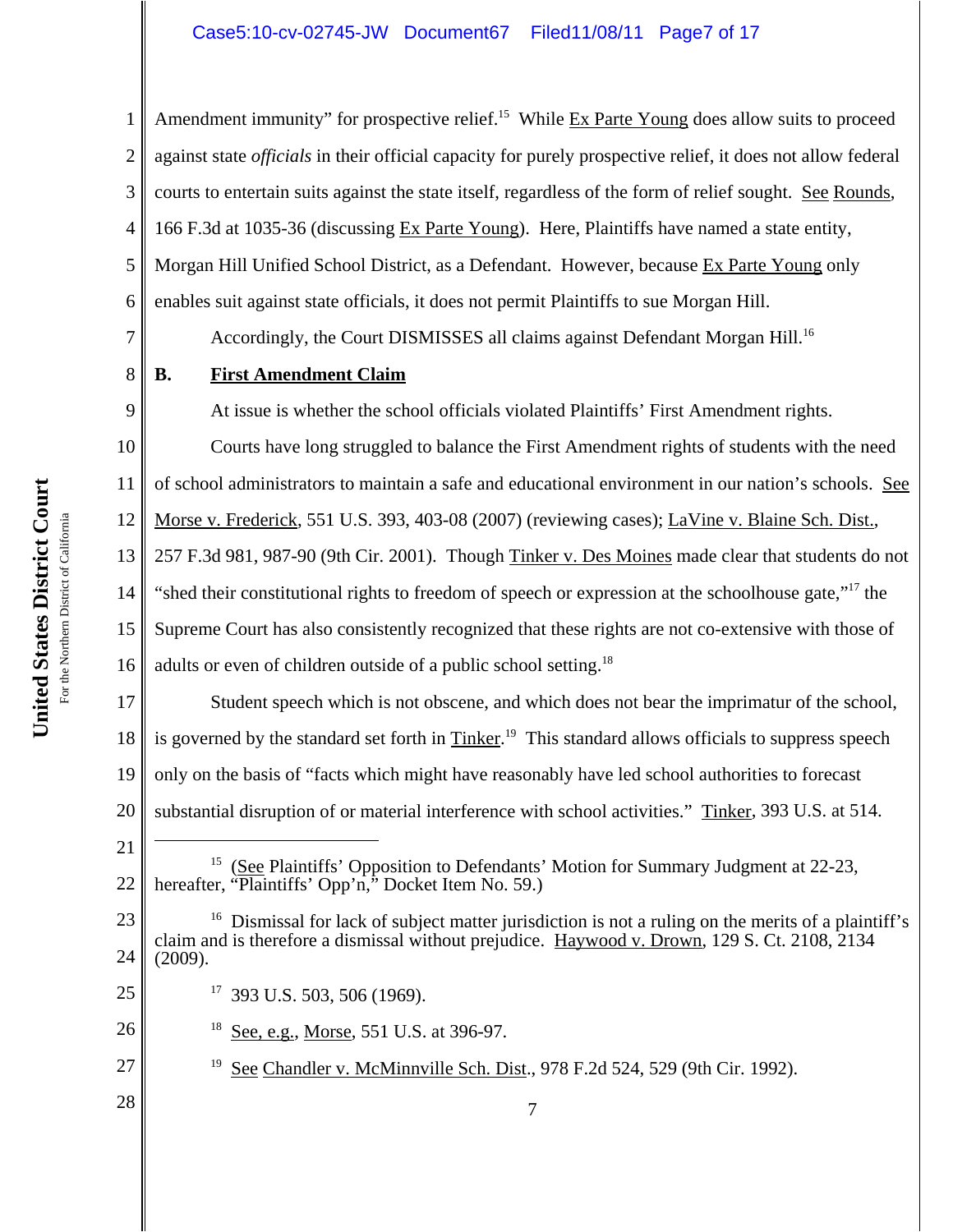Amendment immunity" for prospective relief.[15] While Ex Parte Young does allow suits to proceed against state *officials* in their official capacity for purely prospective relief, it does not allow federal courts to entertain suits against the state itself, regardless of the form of relief sought. See Rounds, 166 F.3d at 1035-36 (discussing Ex Parte Young). Here, Plaintiffs have named a state entity, Morgan Hill Unified School District, as a Defendant. However, because Ex Parte Young only enables suit against state officials, it does not permit Plaintiffs to sue Morgan Hill.

Accordingly, the Court DISMISSES all claims against Defendant Morgan Hill.[16]

**B. First Amendment Claim**

At issue is whether the school officials violated Plaintiffs' First Amendment rights.

Courts have long struggled to balance the First Amendment rights of students with the need of school administrators to maintain a safe and educational environment in our nation's schools. See Morse v. Frederick, 551 U.S. 393, 403-08 (2007) (reviewing cases); LaVine v. Blaine Sch. Dist., 257 F.3d 981, 987-90 (9th Cir. 2001). Though Tinker v. Des Moines made clear that students do not "shed their constitutional rights to freedom of speech or expression at the schoolhouse gate,"[17] the Supreme Court has also consistently recognized that these rights are not co-extensive with those of adults or even of children outside of a public school setting.[18]

Student speech which is not obscene, and which does not bear the imprimatur of the school, is governed by the standard set forth in Tinker.[19] This standard allows officials to suppress speech only on the basis of "facts which might have reasonably have led school authorities to forecast substantial disruption of or material interference with school activities." Tinker, 393 U.S. at 514.

---

[15] (See Plaintiffs' Opposition to Defendants' Motion for Summary Judgment at 22-23, hereafter, "Plaintiffs' Opp'n," Docket Item No. 59.)

[16] Dismissal for lack of subject matter jurisdiction is not a ruling on the merits of a plaintiff's claim and is therefore a dismissal without prejudice. Haywood v. Drown, 129 S. Ct. 2108, 2134 (2009).

[17] 393 U.S. 503, 506 (1969).

[18] See, e.g., Morse, 551 U.S. at 396-97.

[19] See Chandler v. McMinnville Sch. Dist., 978 F.2d 524, 529 (9th Cir. 1992).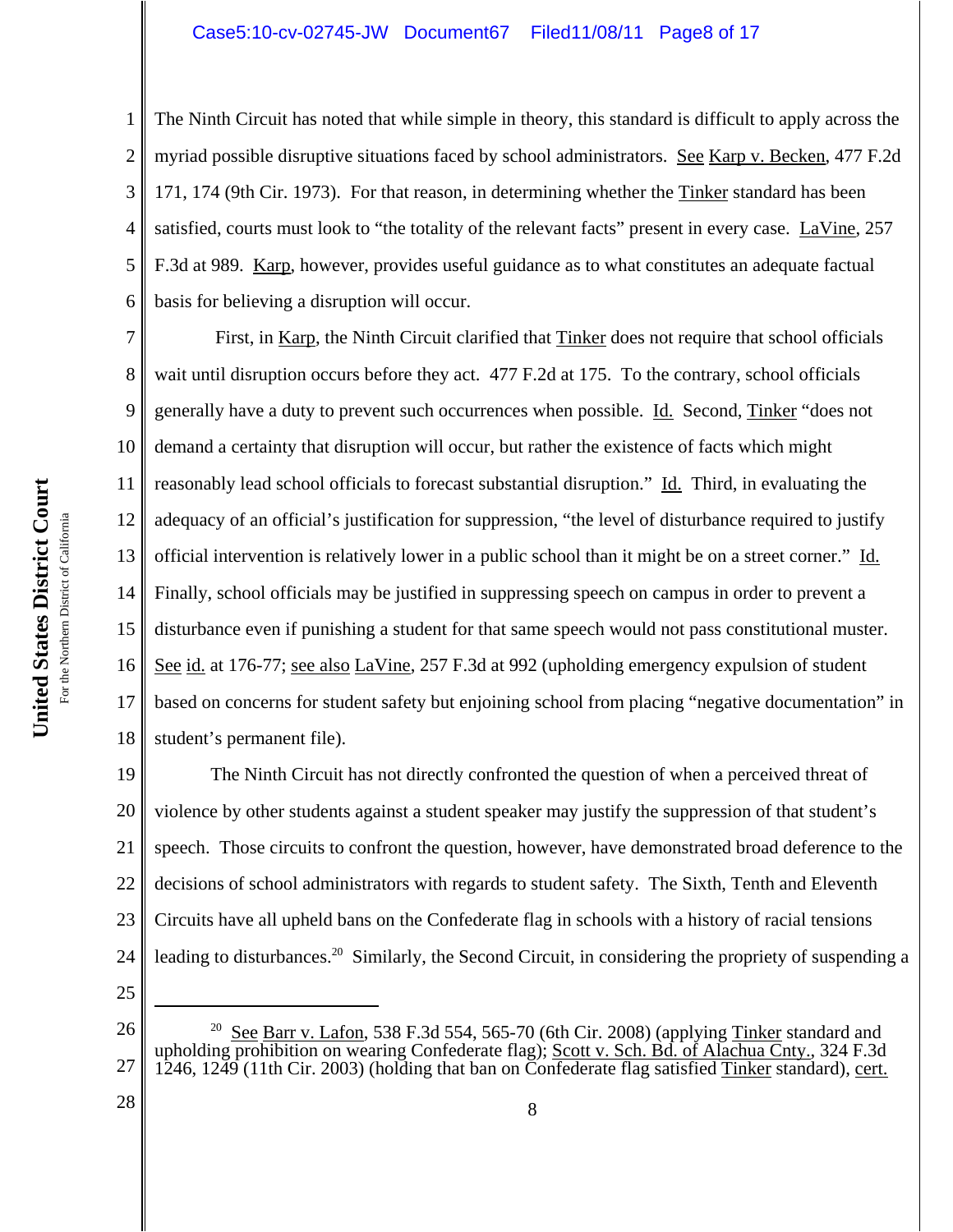The Ninth Circuit has noted that while simple in theory, this standard is difficult to apply across the myriad possible disruptive situations faced by school administrators. See Karp v. Becken, 477 F.2d 171, 174 (9th Cir. 1973). For that reason, in determining whether the Tinker standard has been satisfied, courts must look to "the totality of the relevant facts" present in every case. LaVine, 257 F.3d at 989. Karp, however, provides useful guidance as to what constitutes an adequate factual basis for believing a disruption will occur.

First, in Karp, the Ninth Circuit clarified that Tinker does not require that school officials wait until disruption occurs before they act. 477 F.2d at 175. To the contrary, school officials generally have a duty to prevent such occurrences when possible. Id. Second, Tinker "does not demand a certainty that disruption will occur, but rather the existence of facts which might reasonably lead school officials to forecast substantial disruption." Id. Third, in evaluating the adequacy of an official's justification for suppression, "the level of disturbance required to justify official intervention is relatively lower in a public school than it might be on a street corner." Id. Finally, school officials may be justified in suppressing speech on campus in order to prevent a disturbance even if punishing a student for that same speech would not pass constitutional muster. See id. at 176-77; see also LaVine, 257 F.3d at 992 (upholding emergency expulsion of student based on concerns for student safety but enjoining school from placing "negative documentation" in student's permanent file).

The Ninth Circuit has not directly confronted the question of when a perceived threat of violence by other students against a student speaker may justify the suppression of that student's speech. Those circuits to confront the question, however, have demonstrated broad deference to the decisions of school administrators with regards to student safety. The Sixth, Tenth and Eleventh Circuits have all upheld bans on the Confederate flag in schools with a history of racial tensions leading to disturbances.[20] Similarly, the Second Circuit, in considering the propriety of suspending a

---

[20] See Barr v. Lafon, 538 F.3d 554, 565-70 (6th Cir. 2008) (applying Tinker standard and upholding prohibition on wearing Confederate flag); Scott v. Sch. Bd. of Alachua Cnty., 324 F.3d 1246, 1249 (11th Cir. 2003) (holding that ban on Confederate flag satisfied Tinker standard), cert.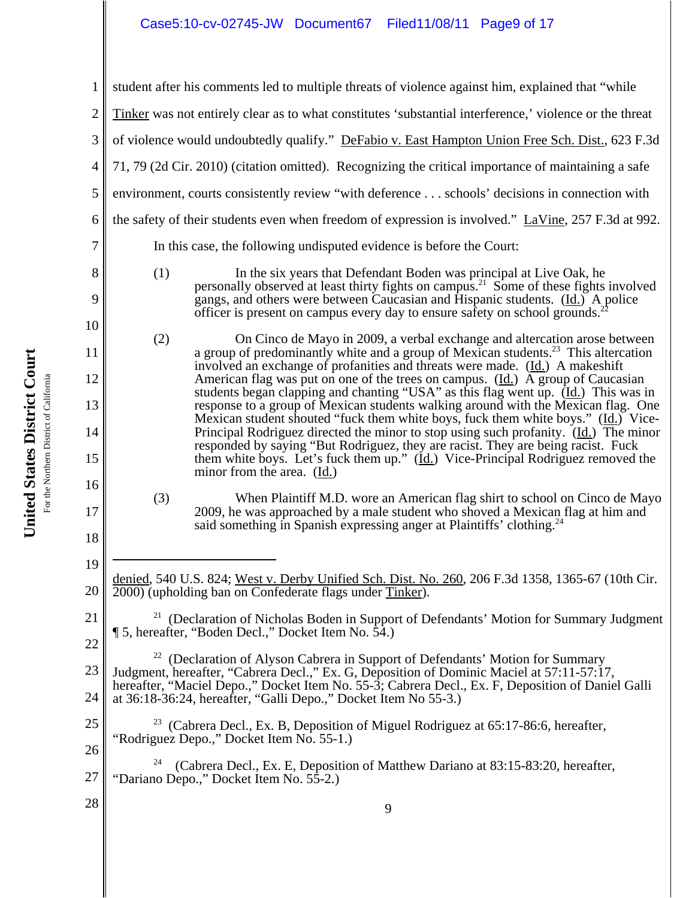student after his comments led to multiple threats of violence against him, explained that "while Tinker was not entirely clear as to what constitutes 'substantial interference,' violence or the threat of violence would undoubtedly qualify." DeFabio v. East Hampton Union Free Sch. Dist., 623 F.3d 71, 79 (2d Cir. 2010) (citation omitted). Recognizing the critical importance of maintaining a safe environment, courts consistently review "with deference . . . schools' decisions in connection with the safety of their students even when freedom of expression is involved." LaVine, 257 F.3d at 992.

In this case, the following undisputed evidence is before the Court:

(1) In the six years that Defendant Boden was principal at Live Oak, he personally observed at least thirty fights on campus.[21] Some of these fights involved gangs, and others were between Caucasian and Hispanic students. (Id.) A police officer is present on campus every day to ensure safety on school grounds.[22]

(2) On Cinco de Mayo in 2009, a verbal exchange and altercation arose between a group of predominantly white and a group of Mexican students.[23] This altercation involved an exchange of profanities and threats were made. (Id.) A makeshift American flag was put on one of the trees on campus. (Id.) A group of Caucasian students began clapping and chanting "USA" as this flag went up. (Id.) This was in response to a group of Mexican students walking around with the Mexican flag. One Mexican student shouted "fuck them white boys, fuck them white boys." (Id.) Vice-Principal Rodriguez directed the minor to stop using such profanity. (Id.) The minor responded by saying "But Rodriguez, they are racist. They are being racist. Fuck them white boys. Let's fuck them up." (Id.) Vice-Principal Rodriguez removed the minor from the area. (Id.)

(3) When Plaintiff M.D. wore an American flag shirt to school on Cinco de Mayo 2009, he was approached by a male student who shoved a Mexican flag at him and said something in Spanish expressing anger at Plaintiffs' clothing.[24]

---

denied, 540 U.S. 824; West v. Derby Unified Sch. Dist. No. 260, 206 F.3d 1358, 1365-67 (10th Cir. 2000) (upholding ban on Confederate flags under Tinker).

[21] (Declaration of Nicholas Boden in Support of Defendants' Motion for Summary Judgment ¶ 5, hereafter, "Boden Decl.," Docket Item No. 54.)

[22] (Declaration of Alyson Cabrera in Support of Defendants' Motion for Summary Judgment, hereafter, "Cabrera Decl.," Ex. G, Deposition of Dominic Maciel at 57:11-57:17, hereafter, "Maciel Depo.," Docket Item No. 55-3; Cabrera Decl., Ex. F, Deposition of Daniel Galli at 36:18-36:24, hereafter, "Galli Depo.," Docket Item No 55-3.)

[23] (Cabrera Decl., Ex. B, Deposition of Miguel Rodriguez at 65:17-86:6, hereafter, "Rodriguez Depo.," Docket Item No. 55-1.)

[24] (Cabrera Decl., Ex. E, Deposition of Matthew Dariano at 83:15-83:20, hereafter, "Dariano Depo.," Docket Item No. 55-2.)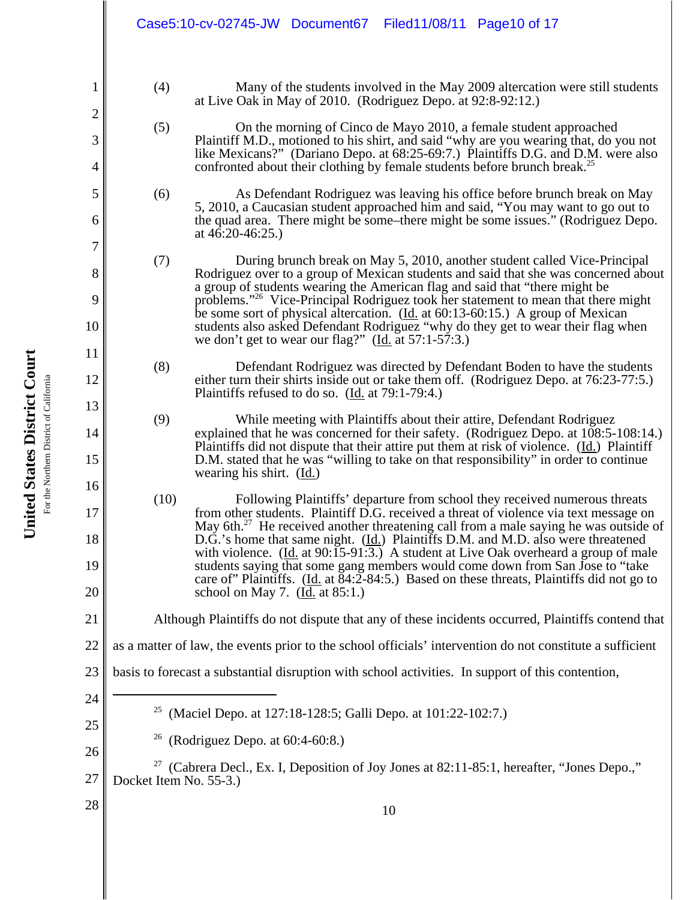(4) Many of the students involved in the May 2009 altercation were still students at Live Oak in May of 2010. (Rodriguez Depo. at 92:8-92:12.)

(5) On the morning of Cinco de Mayo 2010, a female student approached Plaintiff M.D., motioned to his shirt, and said "why are you wearing that, do you not like Mexicans?" (Dariano Depo. at 68:25-69:7.) Plaintiffs D.G. and D.M. were also confronted about their clothing by female students before brunch break.[25]

(6) As Defendant Rodriguez was leaving his office before brunch break on May 5, 2010, a Caucasian student approached him and said, "You may want to go out to the quad area. There might be some–there might be some issues." (Rodriguez Depo. at 46:20-46:25.)

(7) During brunch break on May 5, 2010, another student called Vice-Principal Rodriguez over to a group of Mexican students and said that she was concerned about a group of students wearing the American flag and said that "there might be problems."[26] Vice-Principal Rodriguez took her statement to mean that there might be some sort of physical altercation. (Id. at 60:13-60:15.) A group of Mexican students also asked Defendant Rodriguez "why do they get to wear their flag when we don't get to wear our flag?" (Id. at 57:1-57:3.)

(8) Defendant Rodriguez was directed by Defendant Boden to have the students either turn their shirts inside out or take them off. (Rodriguez Depo. at 76:23-77:5.) Plaintiffs refused to do so. (Id. at 79:1-79:4.)

(9) While meeting with Plaintiffs about their attire, Defendant Rodriguez explained that he was concerned for their safety. (Rodriguez Depo. at 108:5-108:14.) Plaintiffs did not dispute that their attire put them at risk of violence. (Id.) Plaintiff D.M. stated that he was "willing to take on that responsibility" in order to continue wearing his shirt. (Id.)

(10) Following Plaintiffs' departure from school they received numerous threats from other students. Plaintiff D.G. received a threat of violence via text message on May 6th.[27] He received another threatening call from a male saying he was outside of D.G.'s home that same night. (Id.) Plaintiffs D.M. and M.D. also were threatened with violence. (Id. at 90:15-91:3.) A student at Live Oak overheard a group of male students saying that some gang members would come down from San Jose to "take care of" Plaintiffs. (Id. at 84:2-84:5.) Based on these threats, Plaintiffs did not go to school on May 7. (Id. at 85:1.)

Although Plaintiffs do not dispute that any of these incidents occurred, Plaintiffs contend that as a matter of law, the events prior to the school officials' intervention do not constitute a sufficient basis to forecast a substantial disruption with school activities. In support of this contention,

---

[25] (Maciel Depo. at 127:18-128:5; Galli Depo. at 101:22-102:7.)

[26] (Rodriguez Depo. at 60:4-60:8.)

[27] (Cabrera Decl., Ex. I, Deposition of Joy Jones at 82:11-85:1, hereafter, "Jones Depo.," Docket Item No. 55-3.)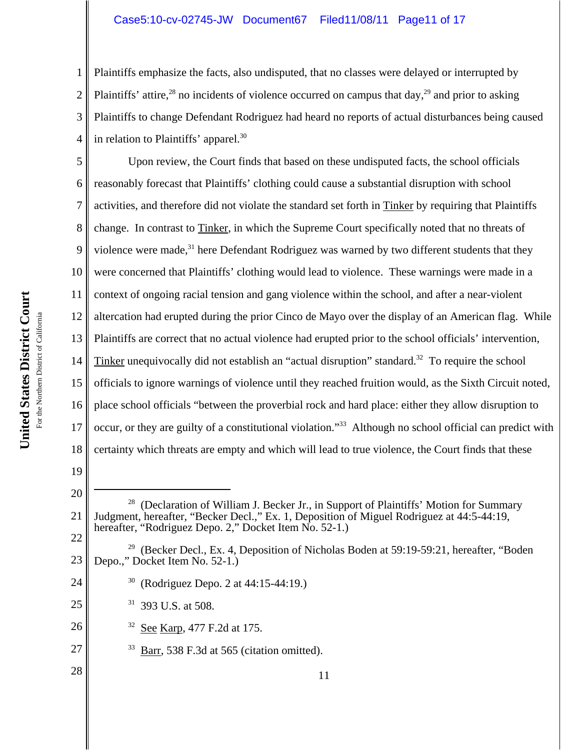Plaintiffs emphasize the facts, also undisputed, that no classes were delayed or interrupted by Plaintiffs' attire,[28] no incidents of violence occurred on campus that day,[29] and prior to asking Plaintiffs to change Defendant Rodriguez had heard no reports of actual disturbances being caused in relation to Plaintiffs' apparel.[30]

Upon review, the Court finds that based on these undisputed facts, the school officials reasonably forecast that Plaintiffs' clothing could cause a substantial disruption with school activities, and therefore did not violate the standard set forth in Tinker by requiring that Plaintiffs change. In contrast to Tinker, in which the Supreme Court specifically noted that no threats of violence were made,[31] here Defendant Rodriguez was warned by two different students that they were concerned that Plaintiffs' clothing would lead to violence. These warnings were made in a context of ongoing racial tension and gang violence within the school, and after a near-violent altercation had erupted during the prior Cinco de Mayo over the display of an American flag. While Plaintiffs are correct that no actual violence had erupted prior to the school officials' intervention, Tinker unequivocally did not establish an "actual disruption" standard.[32] To require the school officials to ignore warnings of violence until they reached fruition would, as the Sixth Circuit noted, place school officials "between the proverbial rock and hard place: either they allow disruption to occur, or they are guilty of a constitutional violation."[33] Although no school official can predict with certainty which threats are empty and which will lead to true violence, the Court finds that these

---

[28] (Declaration of William J. Becker Jr., in Support of Plaintiffs' Motion for Summary Judgment, hereafter, "Becker Decl.," Ex. 1, Deposition of Miguel Rodriguez at 44:5-44:19, hereafter, "Rodriguez Depo. 2," Docket Item No. 52-1.)

[29] (Becker Decl., Ex. 4, Deposition of Nicholas Boden at 59:19-59:21, hereafter, "Boden Depo.," Docket Item No. 52-1.)

[30] (Rodriguez Depo. 2 at 44:15-44:19.)

[31] 393 U.S. at 508.

[32] See Karp, 477 F.2d at 175.

[33] Barr, 538 F.3d at 565 (citation omitted).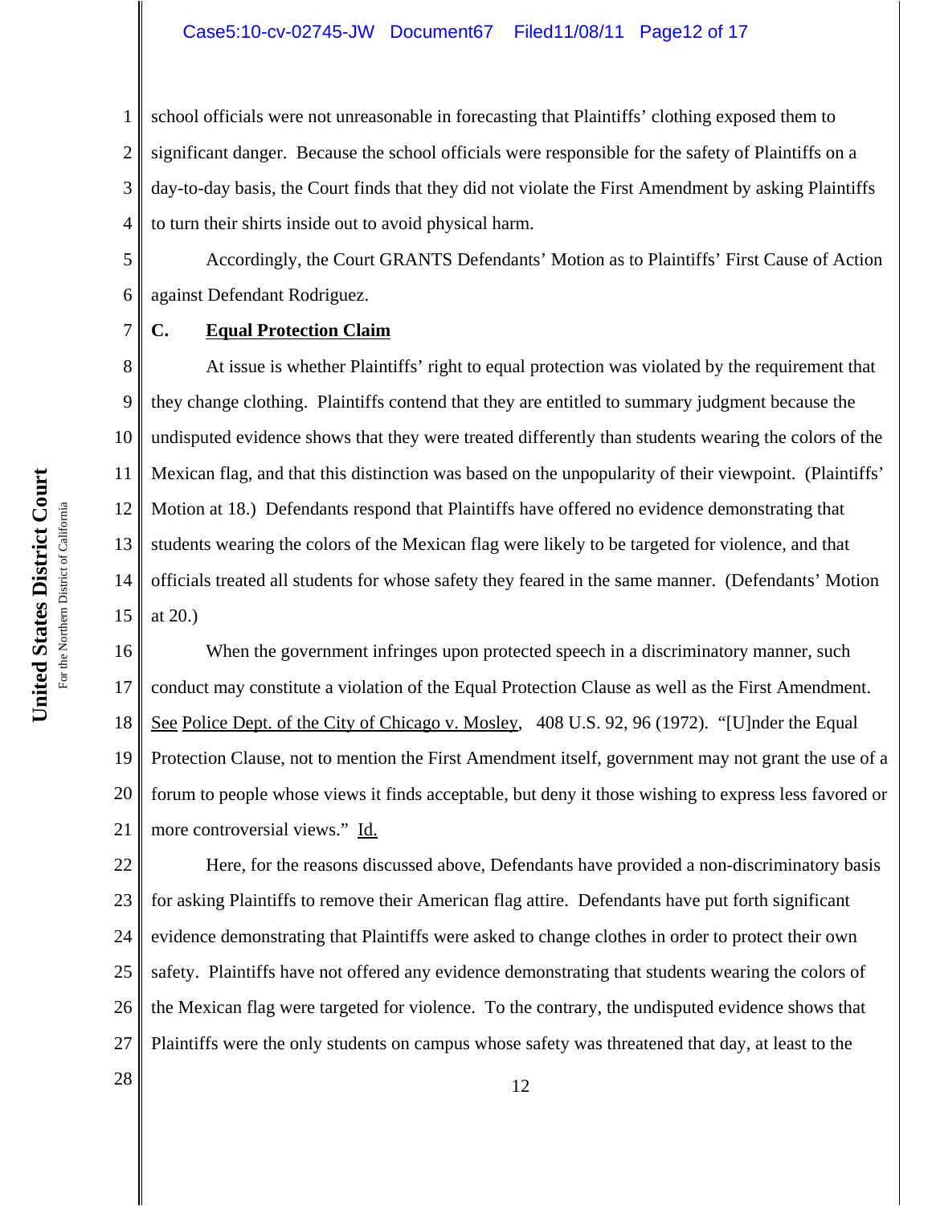school officials were not unreasonable in forecasting that Plaintiffs' clothing exposed them to significant danger. Because the school officials were responsible for the safety of Plaintiffs on a day-to-day basis, the Court finds that they did not violate the First Amendment by asking Plaintiffs to turn their shirts inside out to avoid physical harm.

Accordingly, the Court GRANTS Defendants' Motion as to Plaintiffs' First Cause of Action against Defendant Rodriguez.

**C. Equal Protection Claim**

At issue is whether Plaintiffs' right to equal protection was violated by the requirement that they change clothing. Plaintiffs contend that they are entitled to summary judgment because the undisputed evidence shows that they were treated differently than students wearing the colors of the Mexican flag, and that this distinction was based on the unpopularity of their viewpoint. (Plaintiffs' Motion at 18.) Defendants respond that Plaintiffs have offered no evidence demonstrating that students wearing the colors of the Mexican flag were likely to be targeted for violence, and that officials treated all students for whose safety they feared in the same manner. (Defendants' Motion at 20.)

When the government infringes upon protected speech in a discriminatory manner, such conduct may constitute a violation of the Equal Protection Clause as well as the First Amendment. See Police Dept. of the City of Chicago v. Mosley, 408 U.S. 92, 96 (1972). "[U]nder the Equal Protection Clause, not to mention the First Amendment itself, government may not grant the use of a forum to people whose views it finds acceptable, but deny it those wishing to express less favored or more controversial views." Id.

Here, for the reasons discussed above, Defendants have provided a non-discriminatory basis for asking Plaintiffs to remove their American flag attire. Defendants have put forth significant evidence demonstrating that Plaintiffs were asked to change clothes in order to protect their own safety. Plaintiffs have not offered any evidence demonstrating that students wearing the colors of the Mexican flag were targeted for violence. To the contrary, the undisputed evidence shows that Plaintiffs were the only students on campus whose safety was threatened that day, at least to the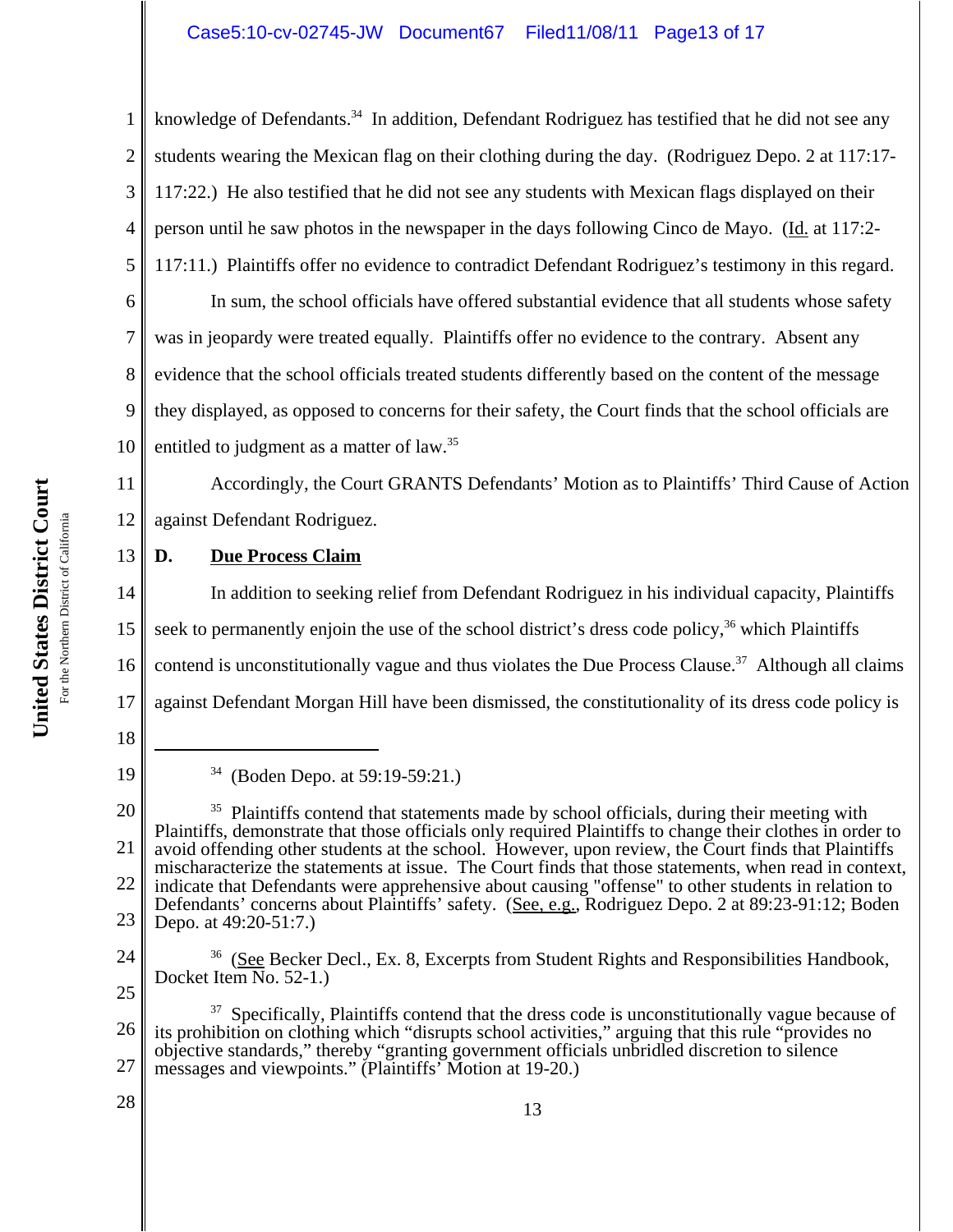knowledge of Defendants.[34] In addition, Defendant Rodriguez has testified that he did not see any students wearing the Mexican flag on their clothing during the day. (Rodriguez Depo. 2 at 117:17-117:22.) He also testified that he did not see any students with Mexican flags displayed on their person until he saw photos in the newspaper in the days following Cinco de Mayo. (Id. at 117:2-117:11.) Plaintiffs offer no evidence to contradict Defendant Rodriguez's testimony in this regard.

In sum, the school officials have offered substantial evidence that all students whose safety was in jeopardy were treated equally. Plaintiffs offer no evidence to the contrary. Absent any evidence that the school officials treated students differently based on the content of the message they displayed, as opposed to concerns for their safety, the Court finds that the school officials are entitled to judgment as a matter of law.[35]

Accordingly, the Court GRANTS Defendants' Motion as to Plaintiffs' Third Cause of Action against Defendant Rodriguez.

### D. Due Process Claim

In addition to seeking relief from Defendant Rodriguez in his individual capacity, Plaintiffs seek to permanently enjoin the use of the school district's dress code policy,[36] which Plaintiffs contend is unconstitutionally vague and thus violates the Due Process Clause.[37] Although all claims against Defendant Morgan Hill have been dismissed, the constitutionality of its dress code policy is

---

[34] (Boden Depo. at 59:19-59:21.)

[35] Plaintiffs contend that statements made by school officials, during their meeting with Plaintiffs, demonstrate that those officials only required Plaintiffs to change their clothes in order to avoid offending other students at the school. However, upon review, the Court finds that Plaintiffs mischaracterize the statements at issue. The Court finds that those statements, when read in context, indicate that Defendants were apprehensive about causing "offense" to other students in relation to Defendants' concerns about Plaintiffs' safety. (See, e.g., Rodriguez Depo. 2 at 89:23-91:12; Boden Depo. at 49:20-51:7.)

[36] (See Becker Decl., Ex. 8, Excerpts from Student Rights and Responsibilities Handbook, Docket Item No. 52-1.)

[37] Specifically, Plaintiffs contend that the dress code is unconstitutionally vague because of its prohibition on clothing which "disrupts school activities," arguing that this rule "provides no objective standards," thereby "granting government officials unbridled discretion to silence messages and viewpoints." (Plaintiffs' Motion at 19-20.)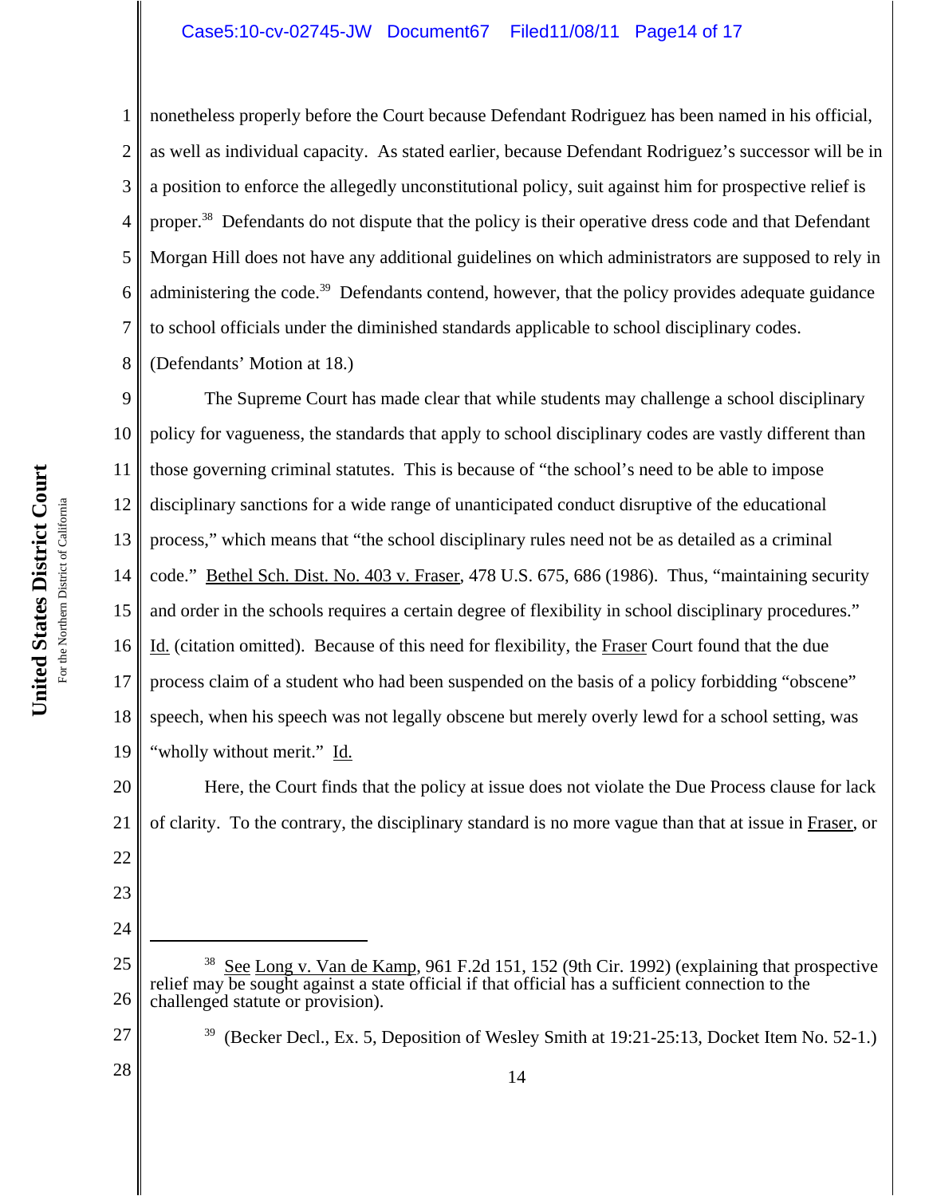nonetheless properly before the Court because Defendant Rodriguez has been named in his official, as well as individual capacity. As stated earlier, because Defendant Rodriguez's successor will be in a position to enforce the allegedly unconstitutional policy, suit against him for prospective relief is proper.[38] Defendants do not dispute that the policy is their operative dress code and that Defendant Morgan Hill does not have any additional guidelines on which administrators are supposed to rely in administering the code.[39] Defendants contend, however, that the policy provides adequate guidance to school officials under the diminished standards applicable to school disciplinary codes. (Defendants' Motion at 18.)

The Supreme Court has made clear that while students may challenge a school disciplinary policy for vagueness, the standards that apply to school disciplinary codes are vastly different than those governing criminal statutes. This is because of "the school's need to be able to impose disciplinary sanctions for a wide range of unanticipated conduct disruptive of the educational process," which means that "the school disciplinary rules need not be as detailed as a criminal code." Bethel Sch. Dist. No. 403 v. Fraser, 478 U.S. 675, 686 (1986). Thus, "maintaining security and order in the schools requires a certain degree of flexibility in school disciplinary procedures." Id. (citation omitted). Because of this need for flexibility, the Fraser Court found that the due process claim of a student who had been suspended on the basis of a policy forbidding "obscene" speech, when his speech was not legally obscene but merely overly lewd for a school setting, was "wholly without merit." Id.

Here, the Court finds that the policy at issue does not violate the Due Process clause for lack of clarity. To the contrary, the disciplinary standard is no more vague than that at issue in Fraser, or

---

[38] See Long v. Van de Kamp, 961 F.2d 151, 152 (9th Cir. 1992) (explaining that prospective relief may be sought against a state official if that official has a sufficient connection to the challenged statute or provision).

[39] (Becker Decl., Ex. 5, Deposition of Wesley Smith at 19:21-25:13, Docket Item No. 52-1.)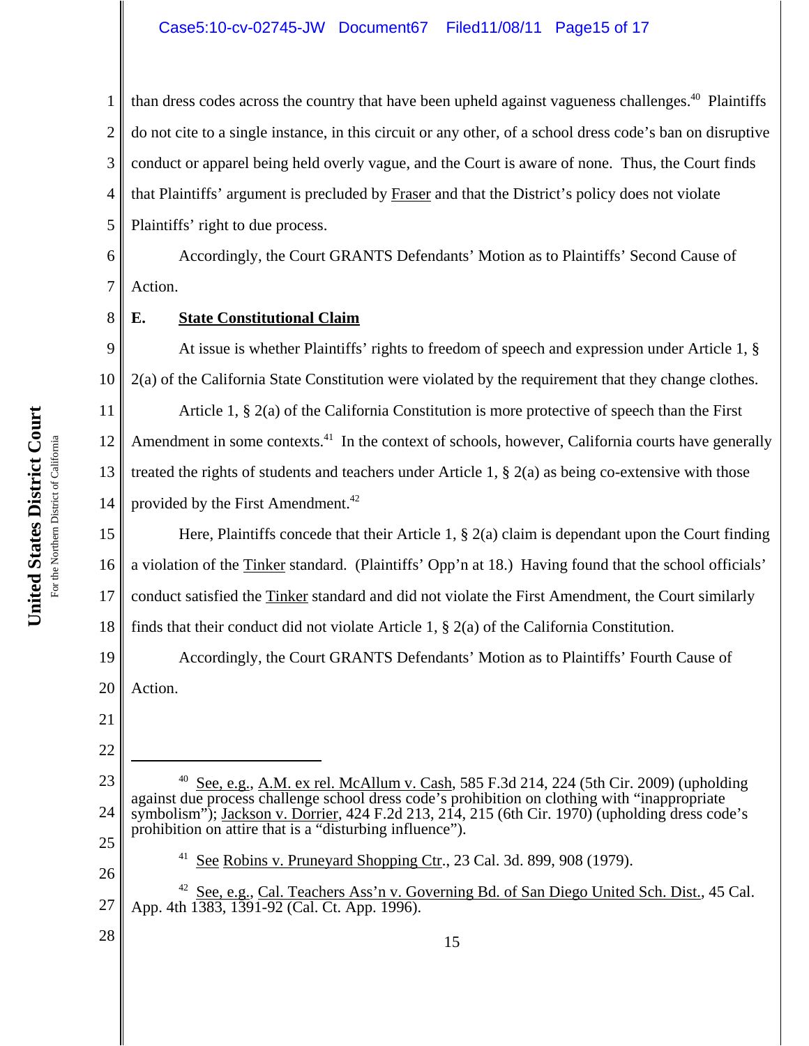than dress codes across the country that have been upheld against vagueness challenges.[40] Plaintiffs do not cite to a single instance, in this circuit or any other, of a school dress code's ban on disruptive conduct or apparel being held overly vague, and the Court is aware of none. Thus, the Court finds that Plaintiffs' argument is precluded by Fraser and that the District's policy does not violate Plaintiffs' right to due process.

Accordingly, the Court GRANTS Defendants' Motion as to Plaintiffs' Second Cause of Action.

**E. State Constitutional Claim**

At issue is whether Plaintiffs' rights to freedom of speech and expression under Article 1, § 2(a) of the California State Constitution were violated by the requirement that they change clothes.

Article 1, § 2(a) of the California Constitution is more protective of speech than the First Amendment in some contexts.[41] In the context of schools, however, California courts have generally treated the rights of students and teachers under Article 1, § 2(a) as being co-extensive with those provided by the First Amendment.[42]

Here, Plaintiffs concede that their Article 1, § 2(a) claim is dependant upon the Court finding a violation of the Tinker standard. (Plaintiffs' Opp'n at 18.) Having found that the school officials' conduct satisfied the Tinker standard and did not violate the First Amendment, the Court similarly finds that their conduct did not violate Article 1, § 2(a) of the California Constitution.

Accordingly, the Court GRANTS Defendants' Motion as to Plaintiffs' Fourth Cause of Action.

---

[40] See, e.g., A.M. ex rel. McAllum v. Cash, 585 F.3d 214, 224 (5th Cir. 2009) (upholding against due process challenge school dress code's prohibition on clothing with "inappropriate symbolism"); Jackson v. Dorrier, 424 F.2d 213, 214, 215 (6th Cir. 1970) (upholding dress code's prohibition on attire that is a "disturbing influence").

[41] See Robins v. Pruneyard Shopping Ctr., 23 Cal. 3d. 899, 908 (1979).

[42] See, e.g., Cal. Teachers Ass'n v. Governing Bd. of San Diego United Sch. Dist., 45 Cal. App. 4th 1383, 1391-92 (Cal. Ct. App. 1996).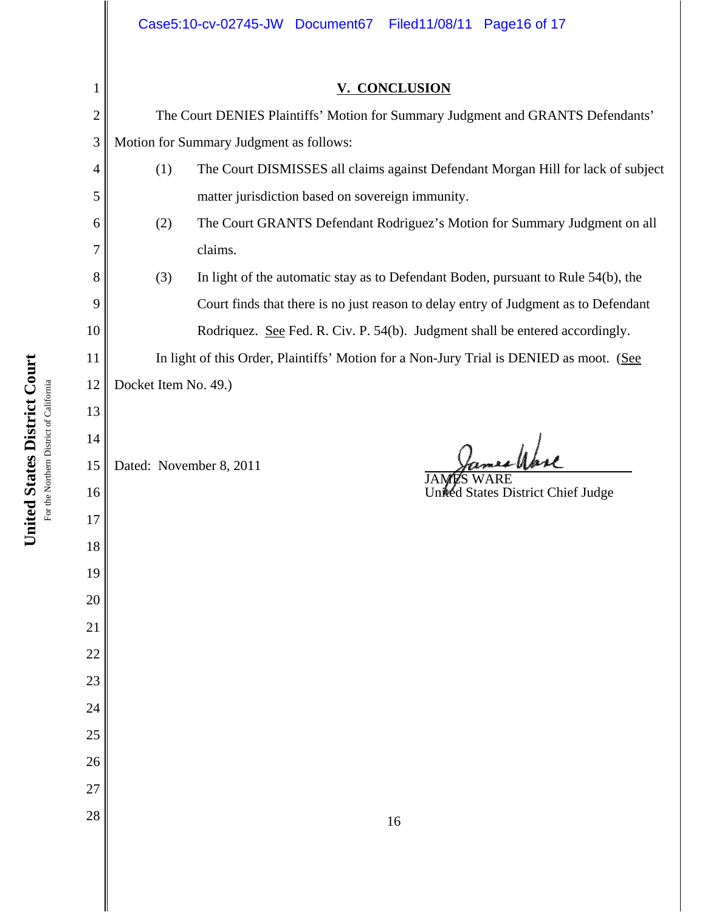## V. CONCLUSION

The Court DENIES Plaintiffs' Motion for Summary Judgment and GRANTS Defendants' Motion for Summary Judgment as follows:

(1) The Court DISMISSES all claims against Defendant Morgan Hill for lack of subject matter jurisdiction based on sovereign immunity.

(2) The Court GRANTS Defendant Rodriguez's Motion for Summary Judgment on all claims.

(3) In light of the automatic stay as to Defendant Boden, pursuant to Rule 54(b), the Court finds that there is no just reason to delay entry of Judgment as to Defendant Rodriquez. See Fed. R. Civ. P. 54(b). Judgment shall be entered accordingly.

In light of this Order, Plaintiffs' Motion for a Non-Jury Trial is DENIED as moot. (See Docket Item No. 49.)

Dated: November 8, 2011

JAMES WARE
United States District Chief Judge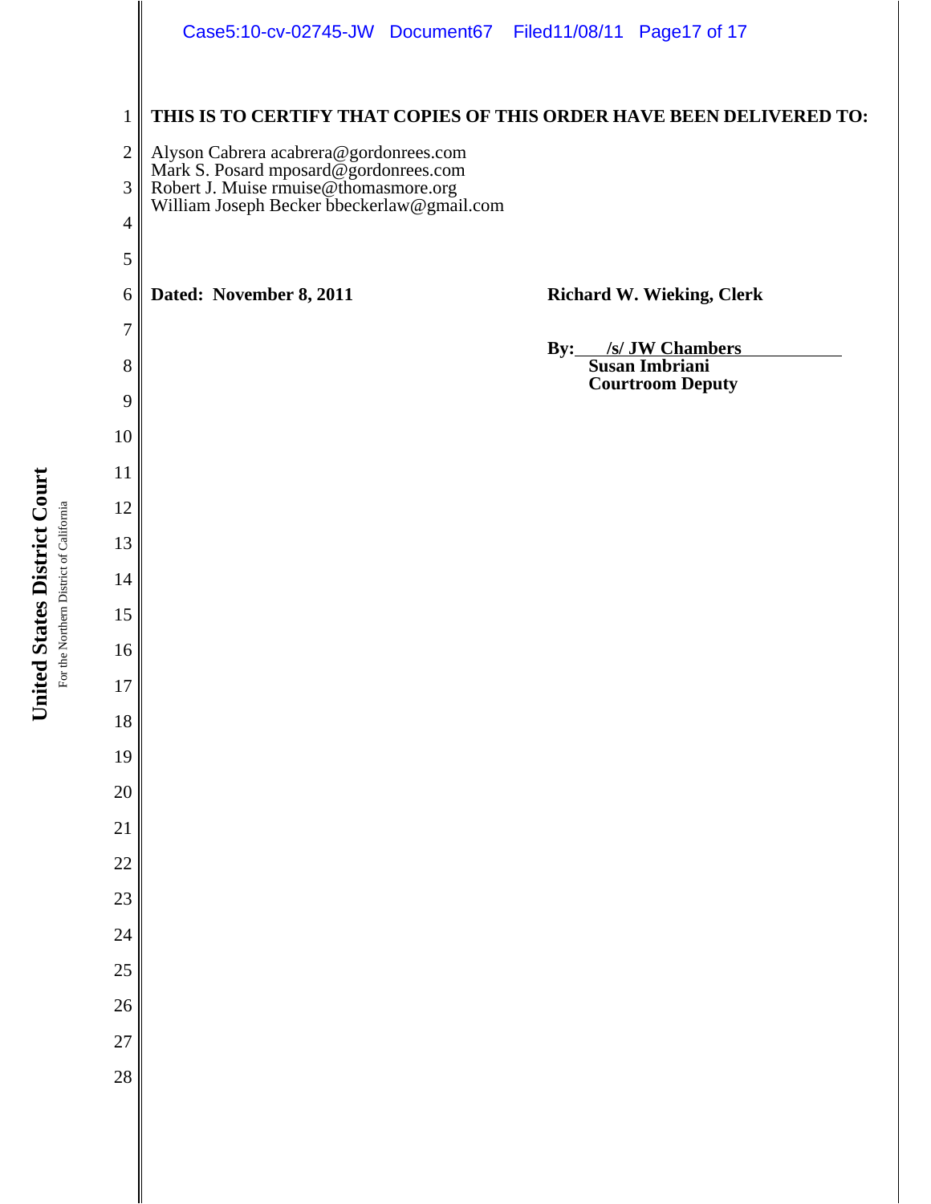**THIS IS TO CERTIFY THAT COPIES OF THIS ORDER HAVE BEEN DELIVERED TO:**

Alyson Cabrera acabrera@gordonrees.com
Mark S. Posard mposard@gordonrees.com
Robert J. Muise rmuise@thomasmore.org
William Joseph Becker bbeckerlaw@gmail.com

**Dated: November 8, 2011**

**Richard W. Wieking, Clerk**

**By: /s/ JW Chambers**
**Susan Imbriani**
**Courtroom Deputy**